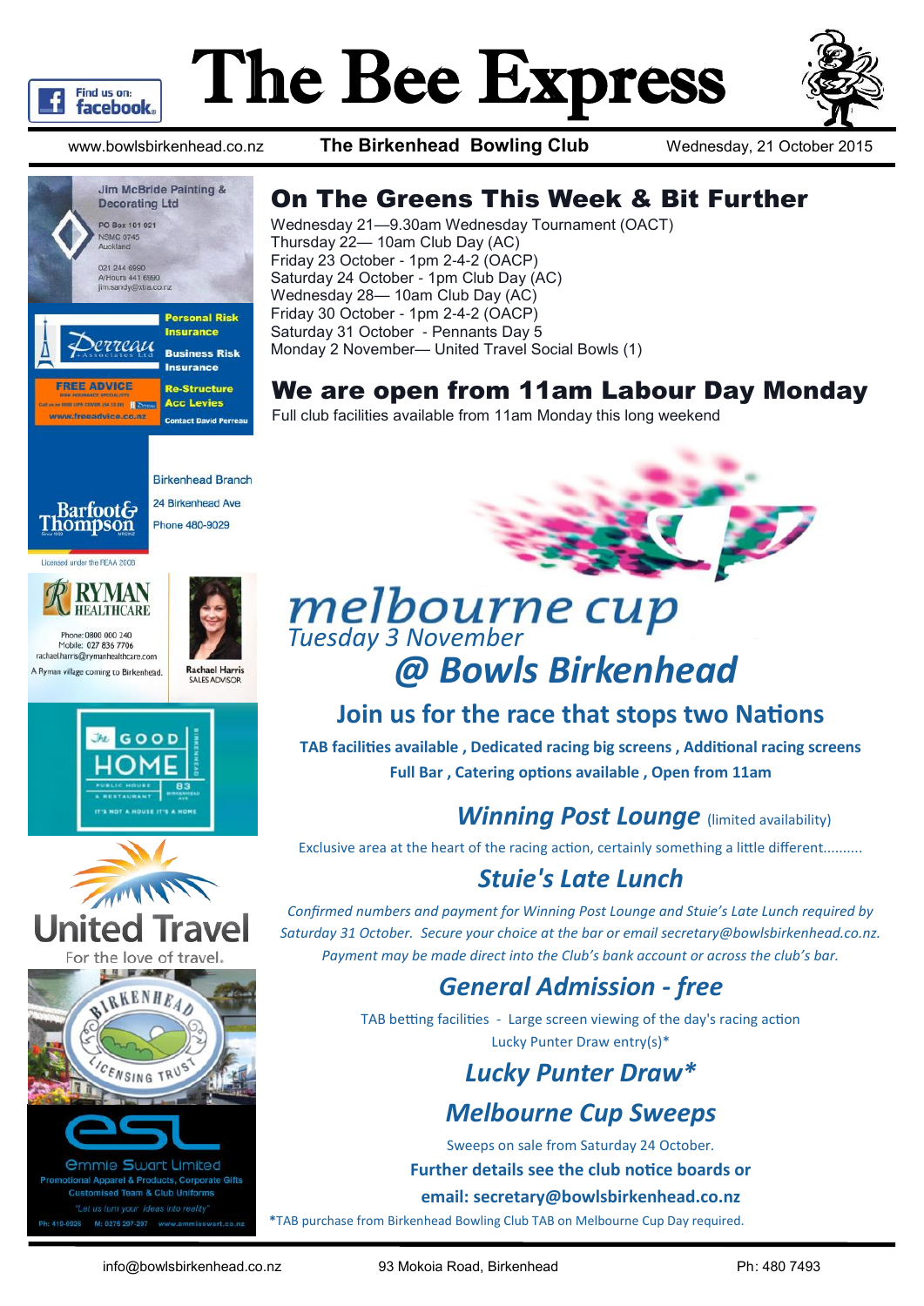# The Bee Express

www.bowlsbirkenhead.co.nz **The Birkenhead Bowling Club** Wednesday, 21 October 2015

Jim McBride Painting & Decorating Ltd
PO Box 101 021
NSMC 0745
Auckland
021 244 6990
A/Hours 441 6990
jim.sandy@xtra.co.nz

Perreau Associates Ltd
Personal Risk Insurance
Business Risk Insurance
Re-Structure Acc Levies
Contact David Perreau
FREE ADVICE
www.freeadvice.co.nz

Barfoot & Thompson
Birkenhead Branch
24 Birkenhead Ave
Phone 480-9029
Licensed under the REAA 2008

RYMAN HEALTHCARE
Phone: 0800 000 240
Mobile: 027 836 7706
rachael.harris@rymanhealthcare.com
A Ryman village coming to Birkenhead.
Rachael Harris
SALES ADVISOR

The GOOD HOME
Public House & Restaurant
83 Birkenhead Ave
It's not a house it's a home

United Travel
For the love of travel.

Birkenhead Licensing Trust

esl
Emmie Swart Limited
Promotional Apparel & Products, Corporate Gifts
Customised Team & Club Uniforms
"Let us turn your ideas into reality"
Ph: 419-6026 M: 0275 297-297 www.emmieswart.co.nz

## On The Greens This Week & Bit Further

Wednesday 21—9.30am Wednesday Tournament (OACT)
Thursday 22— 10am Club Day (AC)
Friday 23 October - 1pm 2-4-2 (OACP)
Saturday 24 October - 1pm Club Day (AC)
Wednesday 28— 10am Club Day (AC)
Friday 30 October - 1pm 2-4-2 (OACP)
Saturday 31 October - Pennants Day 5
Monday 2 November— United Travel Social Bowls (1)

## We are open from 11am Labour Day Monday

Full club facilities available from 11am Monday this long weekend

# melbourne cup

*Tuesday 3 November*

## *@ Bowls Birkenhead*

### Join us for the race that stops two Nations

**TAB facilities available , Dedicated racing big screens , Additional racing screens**
**Full Bar , Catering options available , Open from 11am**

### *Winning Post Lounge* (limited availability)

Exclusive area at the heart of the racing action, certainly something a little different..........

### *Stuie's Late Lunch*

*Confirmed numbers and payment for Winning Post Lounge and Stuie's Late Lunch required by Saturday 31 October. Secure your choice at the bar or email secretary@bowlsbirkenhead.co.nz. Payment may be made direct into the Club's bank account or across the club's bar.*

### *General Admission - free*

TAB betting facilities - Large screen viewing of the day's racing action
Lucky Punter Draw entry(s)*

### *Lucky Punter Draw**

### *Melbourne Cup Sweeps*

Sweeps on sale from Saturday 24 October.
**Further details see the club notice boards or**
**email: secretary@bowlsbirkenhead.co.nz**

*TAB purchase from Birkenhead Bowling Club TAB on Melbourne Cup Day required.

info@bowlsbirkenhead.co.nz 93 Mokoia Road, Birkenhead Ph: 480 7493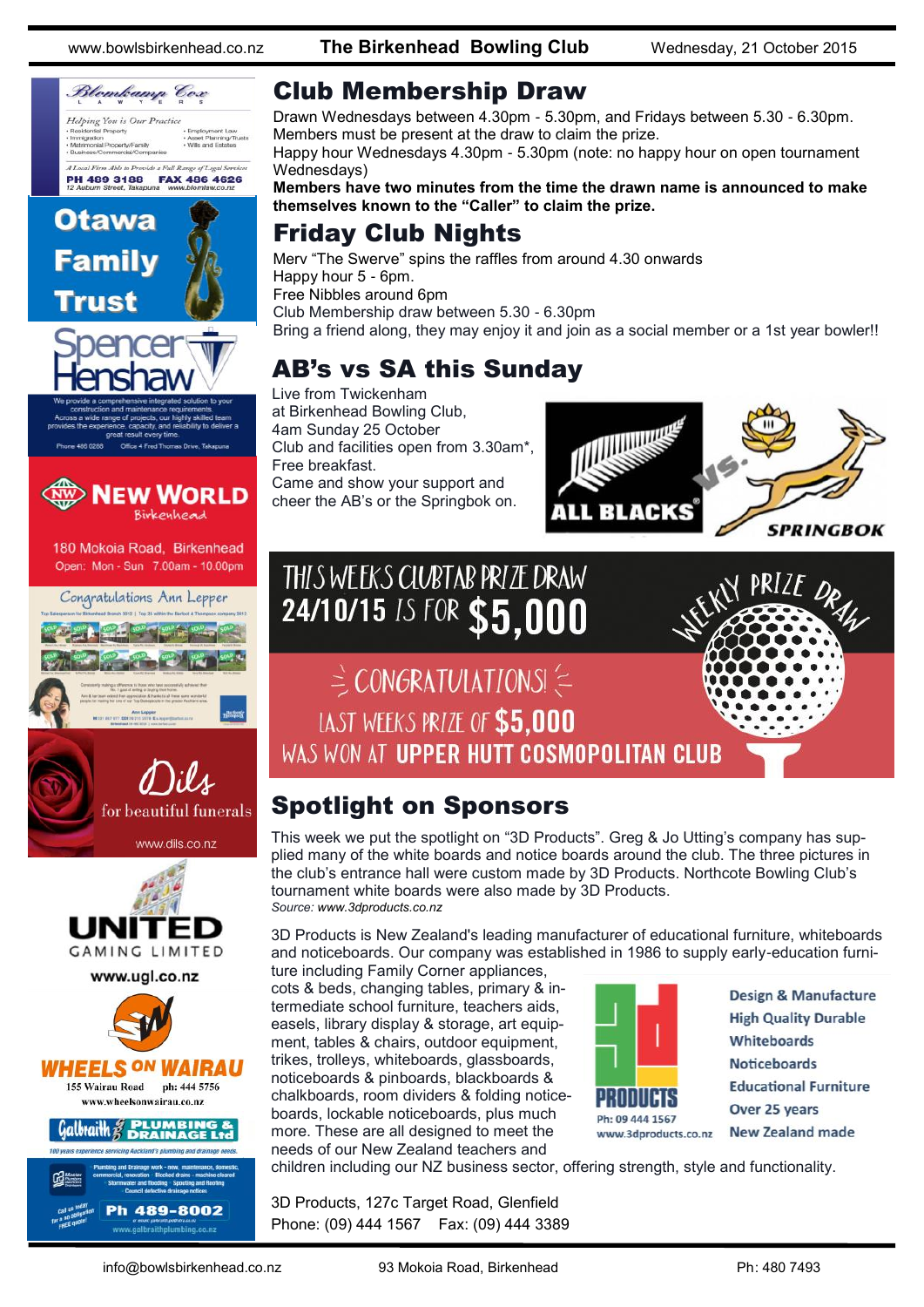# Club Membership Draw

Drawn Wednesdays between 4.30pm - 5.30pm, and Fridays between 5.30 - 6.30pm. Members must be present at the draw to claim the prize.
Happy hour Wednesdays 4.30pm - 5.30pm (note: no happy hour on open tournament Wednesdays)
**Members have two minutes from the time the drawn name is announced to make themselves known to the "Caller" to claim the prize.**

# Friday Club Nights

Merv "The Swerve" spins the raffles from around 4.30 onwards
Happy hour 5 - 6pm.
Free Nibbles around 6pm
Club Membership draw between 5.30 - 6.30pm
Bring a friend along, they may enjoy it and join as a social member or a 1st year bowler!!

# AB's vs SA this Sunday

Live from Twickenham
at Birkenhead Bowling Club,
4am Sunday 25 October
Club and facilities open from 3.30am*,
Free breakfast.
Came and show your support and cheer the AB's or the Springbok on.

ALL BLACKS vs. SPRINGBOK

THIS WEEKS CLUBTAB PRIZE DRAW 24/10/15 IS FOR $5,000

WEEKLY PRIZE DRAW

CONGRATULATIONS! LAST WEEKS PRIZE OF $5,000 WAS WON AT UPPER HUTT COSMOPOLITAN CLUB

# Spotlight on Sponsors

This week we put the spotlight on "3D Products". Greg & Jo Utting's company has supplied many of the white boards and notice boards around the club. The three pictures in the club's entrance hall were custom made by 3D Products. Northcote Bowling Club's tournament white boards were also made by 3D Products.
*Source: www.3dproducts.co.nz*

3D Products is New Zealand's leading manufacturer of educational furniture, whiteboards and noticeboards. Our company was established in 1986 to supply early-education furniture including Family Corner appliances, cots & beds, changing tables, primary & intermediate school furniture, teachers aids, easels, library display & storage, art equipment, tables & chairs, outdoor equipment, trikes, trolleys, whiteboards, glassboards, noticeboards & pinboards, blackboards & chalkboards, room dividers & folding noticeboards, lockable noticeboards, plus much more. These are all designed to meet the needs of our New Zealand teachers and children including our NZ business sector, offering strength, style and functionality.

3D PRODUCTS
Ph: 09 444 1567
www.3dproducts.co.nz

Design & Manufacture
High Quality Durable
Whiteboards
Noticeboards
Educational Furniture
Over 25 years
New Zealand made

3D Products, 127c Target Road, Glenfield
Phone: (09) 444 1567 Fax: (09) 444 3389

---

Blomkamp Cox LAWYERS
Helping You is Our Practice
- Residential Property
- Immigration
- Matrimonial Property/Family
- Business/Commercial/Companies
- Employment Law
- Asset Planning/Trusts
- Wills and Estates

A Local Firm Able to Provide a Full Range of Legal Services
PH 489 3188 FAX 486 4626
12 Auburn Street, Takapuna www.blomlaw.co.nz

Otawa Family Trust

Spencer Henshaw
We provide a comprehensive integrated solution to your construction and maintenance requirements. Across a wide range of projects, our highly skilled team provides the experience, capacity, and reliability to deliver a great result every time.
Phone 480 0288 Office 4 Fred Thomas Drive, Takapuna

NEW WORLD Birkenhead
180 Mokoia Road, Birkenhead
Open: Mon - Sun 7.00am - 10.00pm

Congratulations Ann Lepper

Dils for beautiful funerals
www.dils.co.nz

UNITED GAMING LIMITED
www.ugl.co.nz

WHEELS ON WAIRAU
155 Wairau Road ph: 444 5756
www.wheelsonwairau.co.nz

Galbraith PLUMBING & DRAINAGE Ltd
Ph 489-8002
www.galbraithplumbing.co.nz